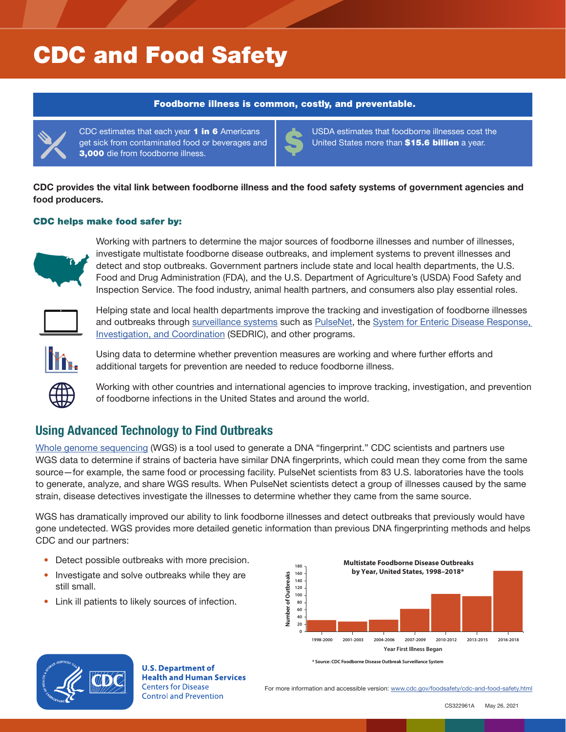# CDC and Food Safety

**Foodborne illness is common, costly, and preventable.**

CDC estimates that each year **1 in 6** Americans get sick from contaminated food or beverages and **3,000** die from foodborne illness.

USDA estimates that foodborne illnesses cost the United States more than **$15.6 billion** a year.

**CDC provides the vital link between foodborne illness and the food safety systems of government agencies and food producers.**

### CDC helps make food safer by:

Working with partners to determine the major sources of foodborne illnesses and number of illnesses, investigate multistate foodborne disease outbreaks, and implement systems to prevent illnesses and detect and stop outbreaks. Government partners include state and local health departments, the U.S. Food and Drug Administration (FDA), and the U.S. Department of Agriculture's (USDA) Food Safety and Inspection Service. The food industry, animal health partners, and consumers also play essential roles.

Helping state and local health departments improve the tracking and investigation of foodborne illnesses and outbreaks through surveillance systems such as PulseNet, the System for Enteric Disease Response, Investigation, and Coordination (SEDRIC), and other programs.

Using data to determine whether prevention measures are working and where further efforts and additional targets for prevention are needed to reduce foodborne illness.

Working with other countries and international agencies to improve tracking, investigation, and prevention of foodborne infections in the United States and around the world.

## Using Advanced Technology to Find Outbreaks

Whole genome sequencing (WGS) is a tool used to generate a DNA "fingerprint." CDC scientists and partners use WGS data to determine if strains of bacteria have similar DNA fingerprints, which could mean they come from the same source—for example, the same food or processing facility. PulseNet scientists from 83 U.S. laboratories have the tools to generate, analyze, and share WGS results. When PulseNet scientists detect a group of illnesses caused by the same strain, disease detectives investigate the illnesses to determine whether they came from the same source.

WGS has dramatically improved our ability to link foodborne illnesses and detect outbreaks that previously would have gone undetected. WGS provides more detailed genetic information than previous DNA fingerprinting methods and helps CDC and our partners:

- Detect possible outbreaks with more precision.
- Investigate and solve outbreaks while they are still small.
- Link ill patients to likely sources of infection.

**Multistate Foodborne Disease Outbreaks by Year, United States, 1998–2018***

| Year First Illness Began | Number of Outbreaks (approx.) |
|---|---|
| 1998-2000 | 32 |
| 2001-2003 | 28 |
| 2004-2006 | 33 |
| 2007-2009 | 62 |
| 2010-2012 | 104 |
| 2013-2015 | 97 |
| 2016-2018 | 167 |

\* Source: CDC Foodborne Disease Outbreak Surveillance System

U.S. Department of Health and Human Services
Centers for Disease Control and Prevention

For more information and accessible version: www.cdc.gov/foodsafety/cdc-and-food-safety.html

CS322961A May 26, 2021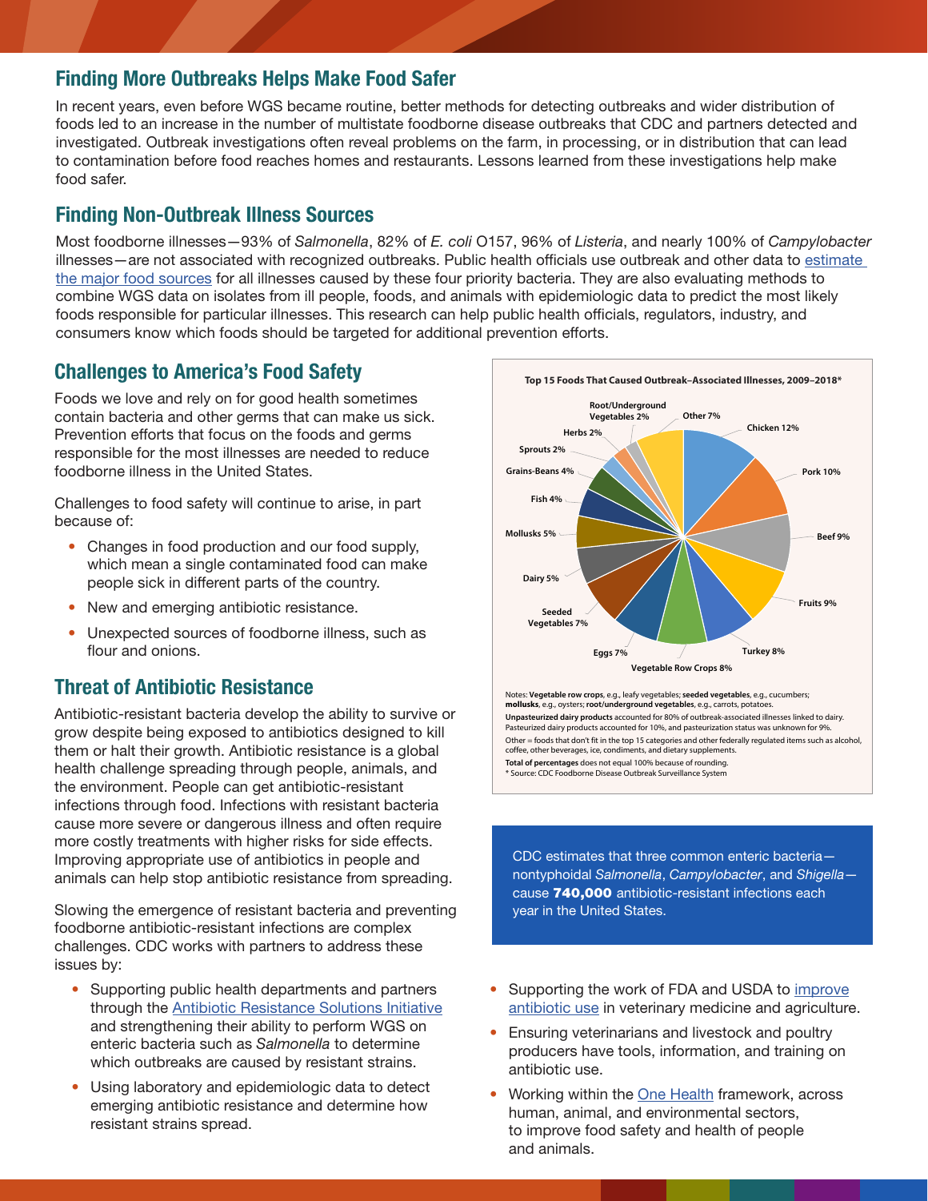## Finding More Outbreaks Helps Make Food Safer

In recent years, even before WGS became routine, better methods for detecting outbreaks and wider distribution of foods led to an increase in the number of multistate foodborne disease outbreaks that CDC and partners detected and investigated. Outbreak investigations often reveal problems on the farm, in processing, or in distribution that can lead to contamination before food reaches homes and restaurants. Lessons learned from these investigations help make food safer.

## Finding Non-Outbreak Illness Sources

Most foodborne illnesses—93% of *Salmonella*, 82% of *E. coli* O157, 96% of *Listeria*, and nearly 100% of *Campylobacter* illnesses—are not associated with recognized outbreaks. Public health officials use outbreak and other data to estimate the major food sources for all illnesses caused by these four priority bacteria. They are also evaluating methods to combine WGS data on isolates from ill people, foods, and animals with epidemiologic data to predict the most likely foods responsible for particular illnesses. This research can help public health officials, regulators, industry, and consumers know which foods should be targeted for additional prevention efforts.

## Challenges to America's Food Safety

Foods we love and rely on for good health sometimes contain bacteria and other germs that can make us sick. Prevention efforts that focus on the foods and germs responsible for the most illnesses are needed to reduce foodborne illness in the United States.

Challenges to food safety will continue to arise, in part because of:

- Changes in food production and our food supply, which mean a single contaminated food can make people sick in different parts of the country.
- New and emerging antibiotic resistance.
- Unexpected sources of foodborne illness, such as flour and onions.

## Threat of Antibiotic Resistance

Antibiotic-resistant bacteria develop the ability to survive or grow despite being exposed to antibiotics designed to kill them or halt their growth. Antibiotic resistance is a global health challenge spreading through people, animals, and the environment. People can get antibiotic-resistant infections through food. Infections with resistant bacteria cause more severe or dangerous illness and often require more costly treatments with higher risks for side effects. Improving appropriate use of antibiotics in people and animals can help stop antibiotic resistance from spreading.

Slowing the emergence of resistant bacteria and preventing foodborne antibiotic-resistant infections are complex challenges. CDC works with partners to address these issues by:

- Supporting public health departments and partners through the Antibiotic Resistance Solutions Initiative and strengthening their ability to perform WGS on enteric bacteria such as *Salmonella* to determine which outbreaks are caused by resistant strains.
- Using laboratory and epidemiologic data to detect emerging antibiotic resistance and determine how resistant strains spread.
- Supporting the work of FDA and USDA to improve antibiotic use in veterinary medicine and agriculture.
- Ensuring veterinarians and livestock and poultry producers have tools, information, and training on antibiotic use.
- Working within the One Health framework, across human, animal, and environmental sectors, to improve food safety and health of people and animals.

**Top 15 Foods That Caused Outbreak–Associated Illnesses, 2009–2018***

Chicken 12%
Pork 10%
Beef 9%
Fruits 9%
Turkey 8%
Vegetable Row Crops 8%
Eggs 7%
Seeded Vegetables 7%
Dairy 5%
Mollusks 5%
Fish 4%
Grains-Beans 4%
Sprouts 2%
Herbs 2%
Root/Underground Vegetables 2%
Other 7%

Notes: **Vegetable row crops**, e.g., leafy vegetables; **seeded vegetables**, e.g., cucumbers; **mollusks**, e.g., oysters; **root/underground vegetables**, e.g., carrots, potatoes.

**Unpasteurized dairy products** accounted for 80% of outbreak-associated illnesses linked to dairy. Pasteurized dairy products accounted for 10%, and pasteurization status was unknown for 9%.

Other = foods that don't fit in the top 15 categories and other federally regulated items such as alcohol, coffee, other beverages, ice, condiments, and dietary supplements.

**Total of percentages** does not equal 100% because of rounding.

\* Source: CDC Foodborne Disease Outbreak Surveillance System

CDC estimates that three common enteric bacteria—nontyphoidal *Salmonella*, *Campylobacter*, and *Shigella*—cause **740,000** antibiotic-resistant infections each year in the United States.